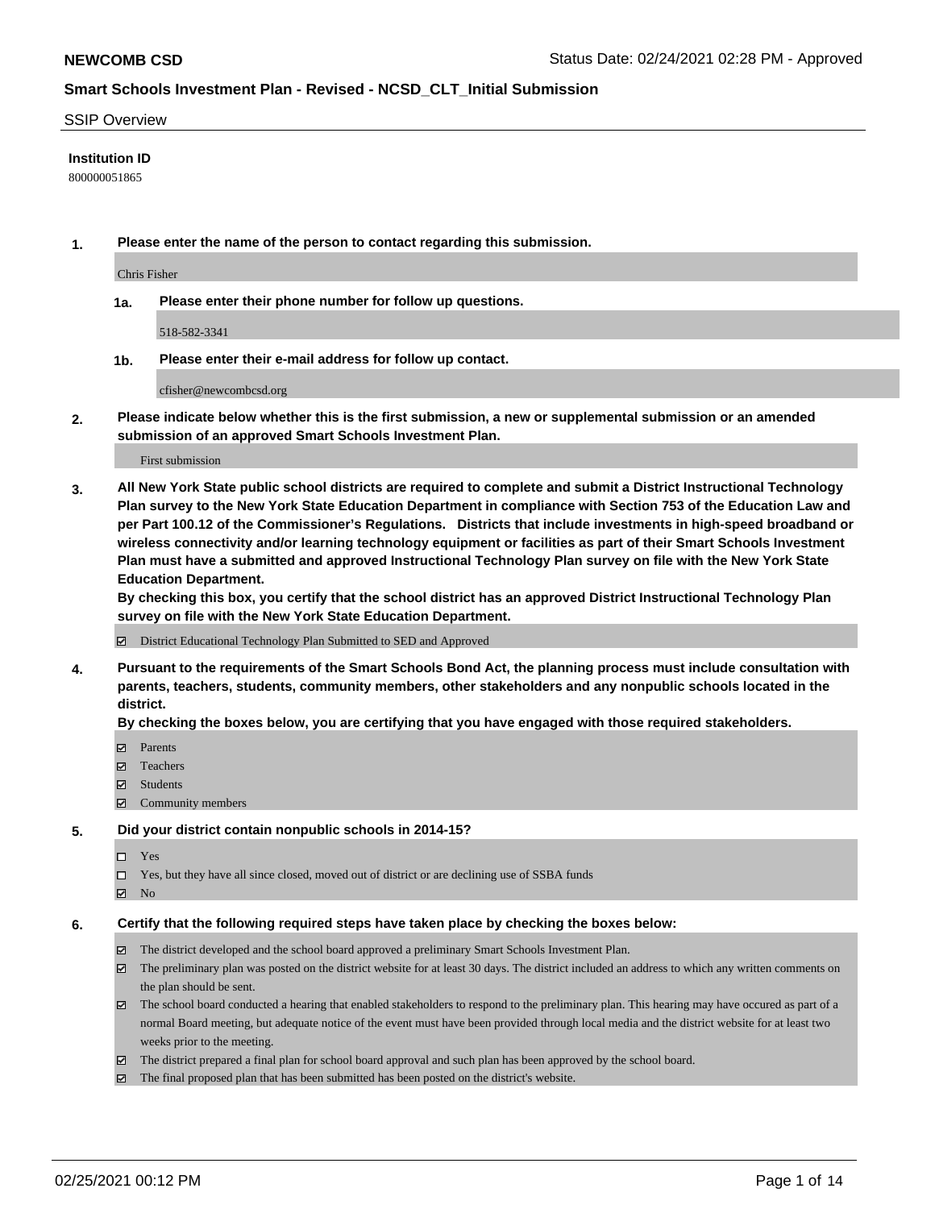## SSIP Overview

**Institution ID**

800000051865

**1. Please enter the name of the person to contact regarding this submission.**

Chris Fisher

**1a. Please enter their phone number for follow up questions.**

518-582-3341

**1b. Please enter their e-mail address for follow up contact.**

cfisher@newcombcsd.org

**2. Please indicate below whether this is the first submission, a new or supplemental submission or an amended submission of an approved Smart Schools Investment Plan.**

First submission

**3. All New York State public school districts are required to complete and submit a District Instructional Technology Plan survey to the New York State Education Department in compliance with Section 753 of the Education Law and per Part 100.12 of the Commissioner's Regulations. Districts that include investments in high-speed broadband or wireless connectivity and/or learning technology equipment or facilities as part of their Smart Schools Investment Plan must have a submitted and approved Instructional Technology Plan survey on file with the New York State Education Department.**
**By checking this box, you certify that the school district has an approved District Instructional Technology Plan survey on file with the New York State Education Department.**

- ☑ District Educational Technology Plan Submitted to SED and Approved

**4. Pursuant to the requirements of the Smart Schools Bond Act, the planning process must include consultation with parents, teachers, students, community members, other stakeholders and any nonpublic schools located in the district.**
**By checking the boxes below, you are certifying that you have engaged with those required stakeholders.**

- ☑ Parents
- ☑ Teachers
- ☑ Students
- ☑ Community members

**5. Did your district contain nonpublic schools in 2014-15?**

- ☐ Yes
- ☐ Yes, but they have all since closed, moved out of district or are declining use of SSBA funds
- ☑ No

**6. Certify that the following required steps have taken place by checking the boxes below:**

- ☑ The district developed and the school board approved a preliminary Smart Schools Investment Plan.
- ☑ The preliminary plan was posted on the district website for at least 30 days. The district included an address to which any written comments on the plan should be sent.
- ☑ The school board conducted a hearing that enabled stakeholders to respond to the preliminary plan. This hearing may have occured as part of a normal Board meeting, but adequate notice of the event must have been provided through local media and the district website for at least two weeks prior to the meeting.
- ☑ The district prepared a final plan for school board approval and such plan has been approved by the school board.
- ☑ The final proposed plan that has been submitted has been posted on the district's website.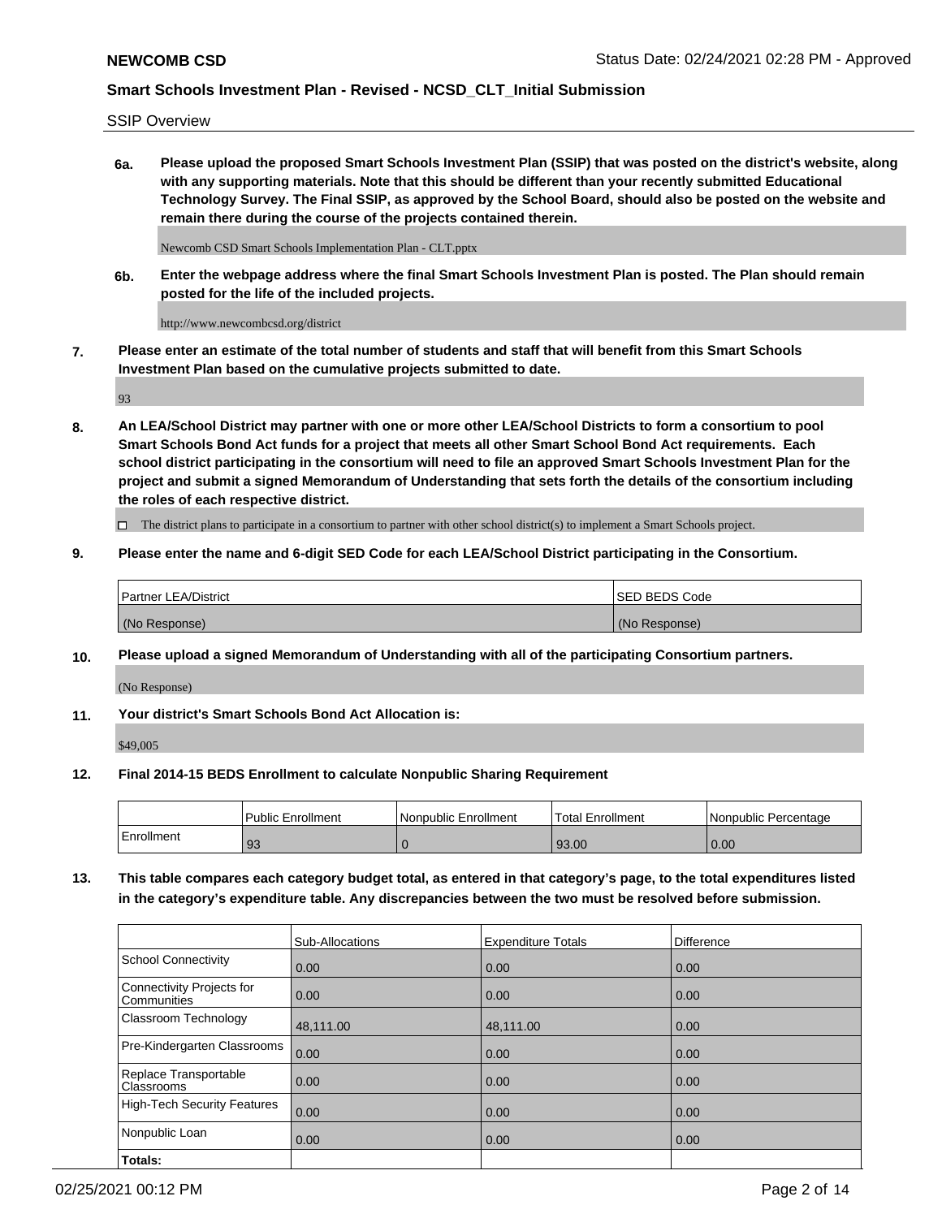SSIP Overview

**6a. Please upload the proposed Smart Schools Investment Plan (SSIP) that was posted on the district's website, along with any supporting materials. Note that this should be different than your recently submitted Educational Technology Survey. The Final SSIP, as approved by the School Board, should also be posted on the website and remain there during the course of the projects contained therein.**

Newcomb CSD Smart Schools Implementation Plan - CLT.pptx

**6b. Enter the webpage address where the final Smart Schools Investment Plan is posted. The Plan should remain posted for the life of the included projects.**

http://www.newcombcsd.org/district

**7. Please enter an estimate of the total number of students and staff that will benefit from this Smart Schools Investment Plan based on the cumulative projects submitted to date.**

93

**8. An LEA/School District may partner with one or more other LEA/School Districts to form a consortium to pool Smart Schools Bond Act funds for a project that meets all other Smart School Bond Act requirements. Each school district participating in the consortium will need to file an approved Smart Schools Investment Plan for the project and submit a signed Memorandum of Understanding that sets forth the details of the consortium including the roles of each respective district.**

☐ The district plans to participate in a consortium to partner with other school district(s) to implement a Smart Schools project.

**9. Please enter the name and 6-digit SED Code for each LEA/School District participating in the Consortium.**

| Partner LEA/District | SED BEDS Code |
|---|---|
| (No Response) | (No Response) |

**10. Please upload a signed Memorandum of Understanding with all of the participating Consortium partners.**

(No Response)

**11. Your district's Smart Schools Bond Act Allocation is:**

$49,005

**12. Final 2014-15 BEDS Enrollment to calculate Nonpublic Sharing Requirement**

| | Public Enrollment | Nonpublic Enrollment | Total Enrollment | Nonpublic Percentage |
|---|---|---|---|---|
| Enrollment | 93 | 0 | 93.00 | 0.00 |

**13. This table compares each category budget total, as entered in that category's page, to the total expenditures listed in the category's expenditure table. Any discrepancies between the two must be resolved before submission.**

| | Sub-Allocations | Expenditure Totals | Difference |
|---|---|---|---|
| School Connectivity | 0.00 | 0.00 | 0.00 |
| Connectivity Projects for Communities | 0.00 | 0.00 | 0.00 |
| Classroom Technology | 48,111.00 | 48,111.00 | 0.00 |
| Pre-Kindergarten Classrooms | 0.00 | 0.00 | 0.00 |
| Replace Transportable Classrooms | 0.00 | 0.00 | 0.00 |
| High-Tech Security Features | 0.00 | 0.00 | 0.00 |
| Nonpublic Loan | 0.00 | 0.00 | 0.00 |
| **Totals:** | | | |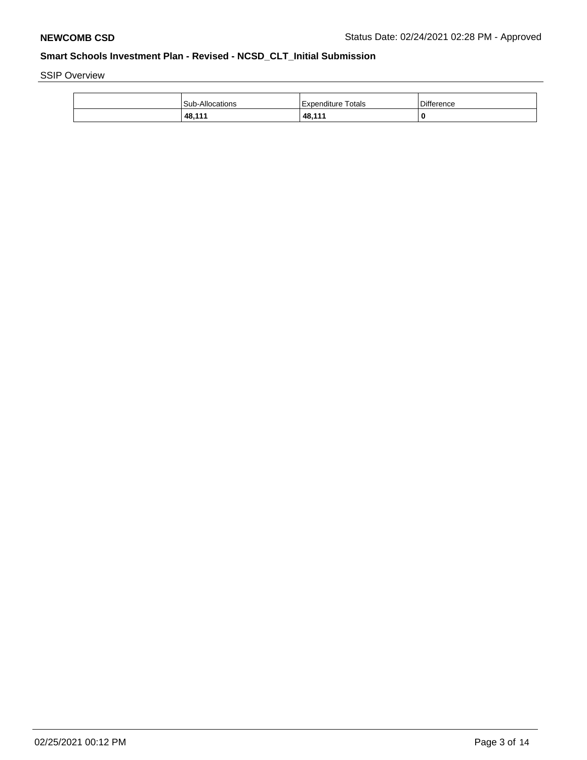SSIP Overview

| | Sub-Allocations | Expenditure Totals | Difference |
|---|---|---|---|
| | **48,111** | **48,111** | **0** |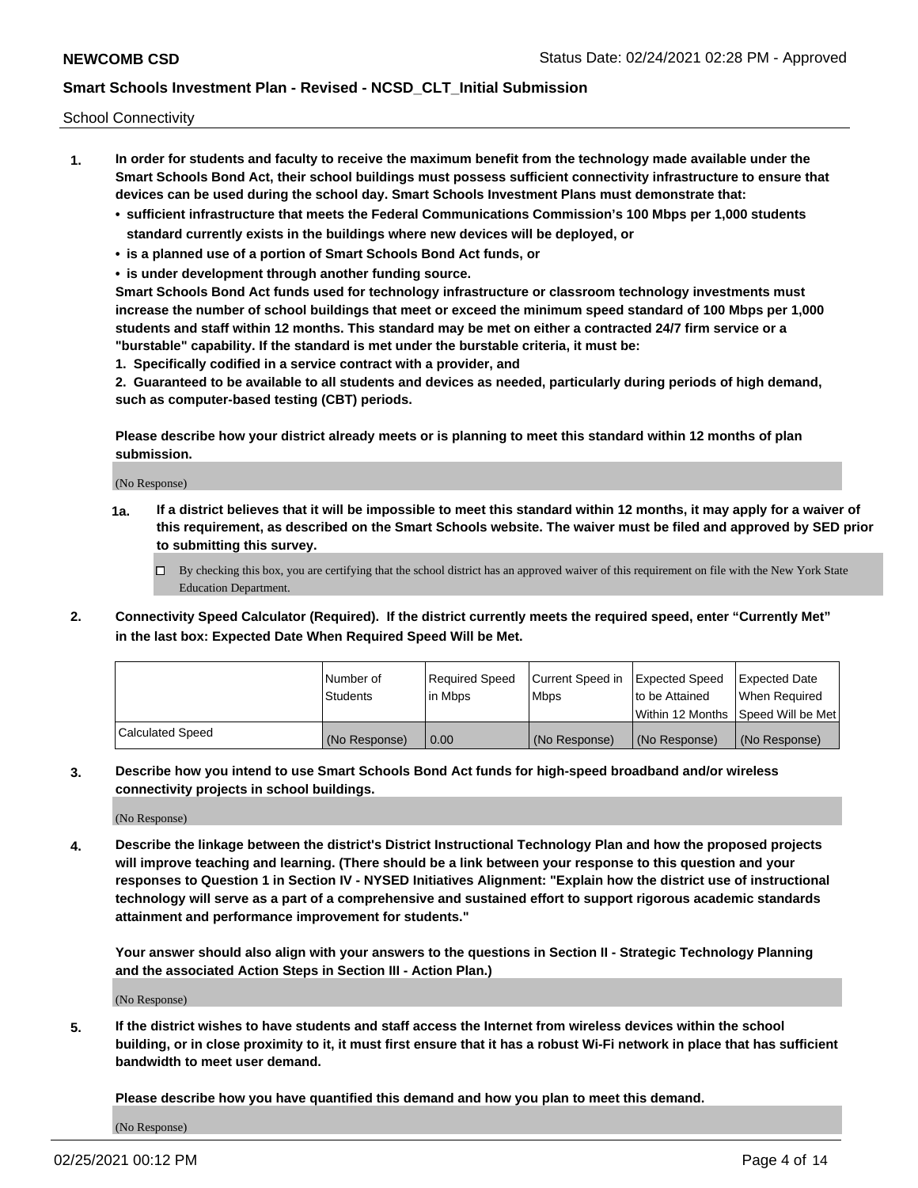School Connectivity

1. **In order for students and faculty to receive the maximum benefit from the technology made available under the Smart Schools Bond Act, their school buildings must possess sufficient connectivity infrastructure to ensure that devices can be used during the school day. Smart Schools Investment Plans must demonstrate that:**
   - **sufficient infrastructure that meets the Federal Communications Commission's 100 Mbps per 1,000 students standard currently exists in the buildings where new devices will be deployed, or**
   - **is a planned use of a portion of Smart Schools Bond Act funds, or**
   - **is under development through another funding source.**

   **Smart Schools Bond Act funds used for technology infrastructure or classroom technology investments must increase the number of school buildings that meet or exceed the minimum speed standard of 100 Mbps per 1,000 students and staff within 12 months. This standard may be met on either a contracted 24/7 firm service or a "burstable" capability. If the standard is met under the burstable criteria, it must be:**

   **1. Specifically codified in a service contract with a provider, and**

   **2. Guaranteed to be available to all students and devices as needed, particularly during periods of high demand, such as computer-based testing (CBT) periods.**

   **Please describe how your district already meets or is planning to meet this standard within 12 months of plan submission.**

   (No Response)

   **1a. If a district believes that it will be impossible to meet this standard within 12 months, it may apply for a waiver of this requirement, as described on the Smart Schools website. The waiver must be filed and approved by SED prior to submitting this survey.**

   ☐ By checking this box, you are certifying that the school district has an approved waiver of this requirement on file with the New York State Education Department.

2. **Connectivity Speed Calculator (Required). If the district currently meets the required speed, enter "Currently Met" in the last box: Expected Date When Required Speed Will be Met.**

| | Number of Students | Required Speed in Mbps | Current Speed in Mbps | Expected Speed to be Attained Within 12 Months | Expected Date When Required Speed Will be Met |
|---|---|---|---|---|---|
| Calculated Speed | (No Response) | 0.00 | (No Response) | (No Response) | (No Response) |

3. **Describe how you intend to use Smart Schools Bond Act funds for high-speed broadband and/or wireless connectivity projects in school buildings.**

   (No Response)

4. **Describe the linkage between the district's District Instructional Technology Plan and how the proposed projects will improve teaching and learning. (There should be a link between your response to this question and your responses to Question 1 in Section IV - NYSED Initiatives Alignment: "Explain how the district use of instructional technology will serve as a part of a comprehensive and sustained effort to support rigorous academic standards attainment and performance improvement for students."**

   **Your answer should also align with your answers to the questions in Section II - Strategic Technology Planning and the associated Action Steps in Section III - Action Plan.)**

   (No Response)

5. **If the district wishes to have students and staff access the Internet from wireless devices within the school building, or in close proximity to it, it must first ensure that it has a robust Wi-Fi network in place that has sufficient bandwidth to meet user demand.**

   **Please describe how you have quantified this demand and how you plan to meet this demand.**

   (No Response)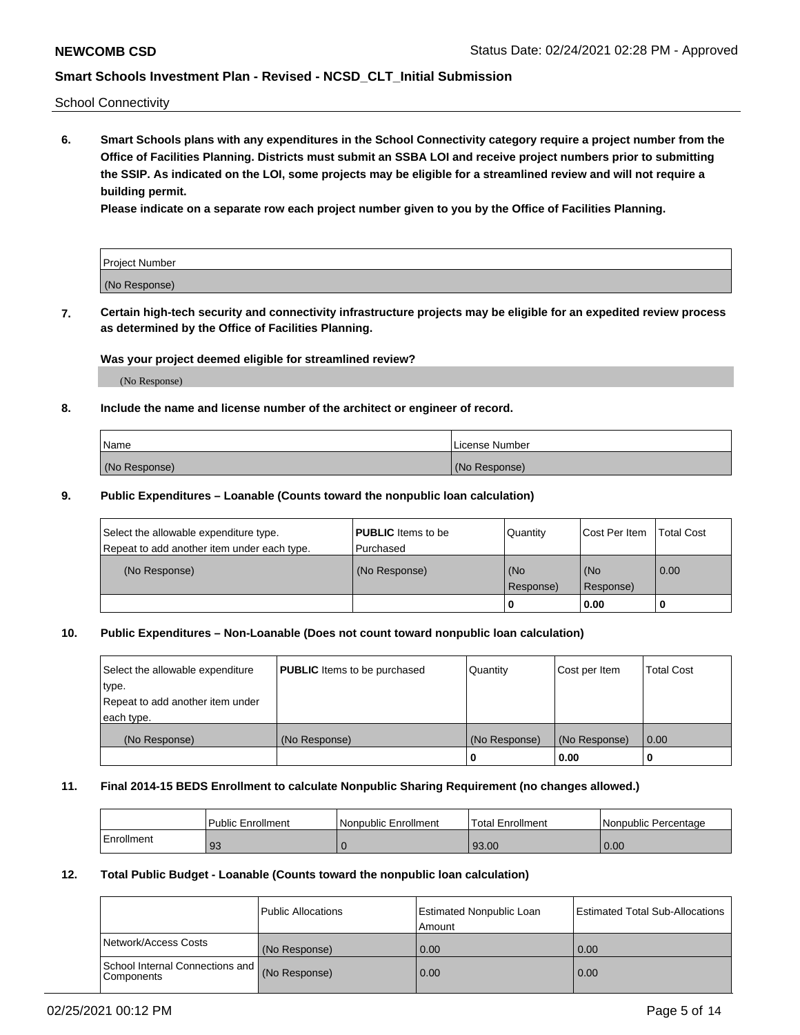School Connectivity

**6. Smart Schools plans with any expenditures in the School Connectivity category require a project number from the Office of Facilities Planning. Districts must submit an SSBA LOI and receive project numbers prior to submitting the SSIP. As indicated on the LOI, some projects may be eligible for a streamlined review and will not require a building permit.**

**Please indicate on a separate row each project number given to you by the Office of Facilities Planning.**

| Project Number |
| --- |
| (No Response) |

**7. Certain high-tech security and connectivity infrastructure projects may be eligible for an expedited review process as determined by the Office of Facilities Planning.**

**Was your project deemed eligible for streamlined review?**

(No Response)

**8. Include the name and license number of the architect or engineer of record.**

| Name | License Number |
| --- | --- |
| (No Response) | (No Response) |

**9. Public Expenditures – Loanable (Counts toward the nonpublic loan calculation)**

| Select the allowable expenditure type. Repeat to add another item under each type. | **PUBLIC** Items to be Purchased | Quantity | Cost Per Item | Total Cost |
| --- | --- | --- | --- | --- |
| (No Response) | (No Response) | (No Response) | (No Response) | 0.00 |
| | | 0 | 0.00 | 0 |

**10. Public Expenditures – Non-Loanable (Does not count toward nonpublic loan calculation)**

| Select the allowable expenditure type. Repeat to add another item under each type. | **PUBLIC** Items to be purchased | Quantity | Cost per Item | Total Cost |
| --- | --- | --- | --- | --- |
| (No Response) | (No Response) | (No Response) | (No Response) | 0.00 |
| | | 0 | 0.00 | 0 |

**11. Final 2014-15 BEDS Enrollment to calculate Nonpublic Sharing Requirement (no changes allowed.)**

| | Public Enrollment | Nonpublic Enrollment | Total Enrollment | Nonpublic Percentage |
| --- | --- | --- | --- | --- |
| Enrollment | 93 | 0 | 93.00 | 0.00 |

**12. Total Public Budget - Loanable (Counts toward the nonpublic loan calculation)**

| | Public Allocations | Estimated Nonpublic Loan Amount | Estimated Total Sub-Allocations |
| --- | --- | --- | --- |
| Network/Access Costs | (No Response) | 0.00 | 0.00 |
| School Internal Connections and Components | (No Response) | 0.00 | 0.00 |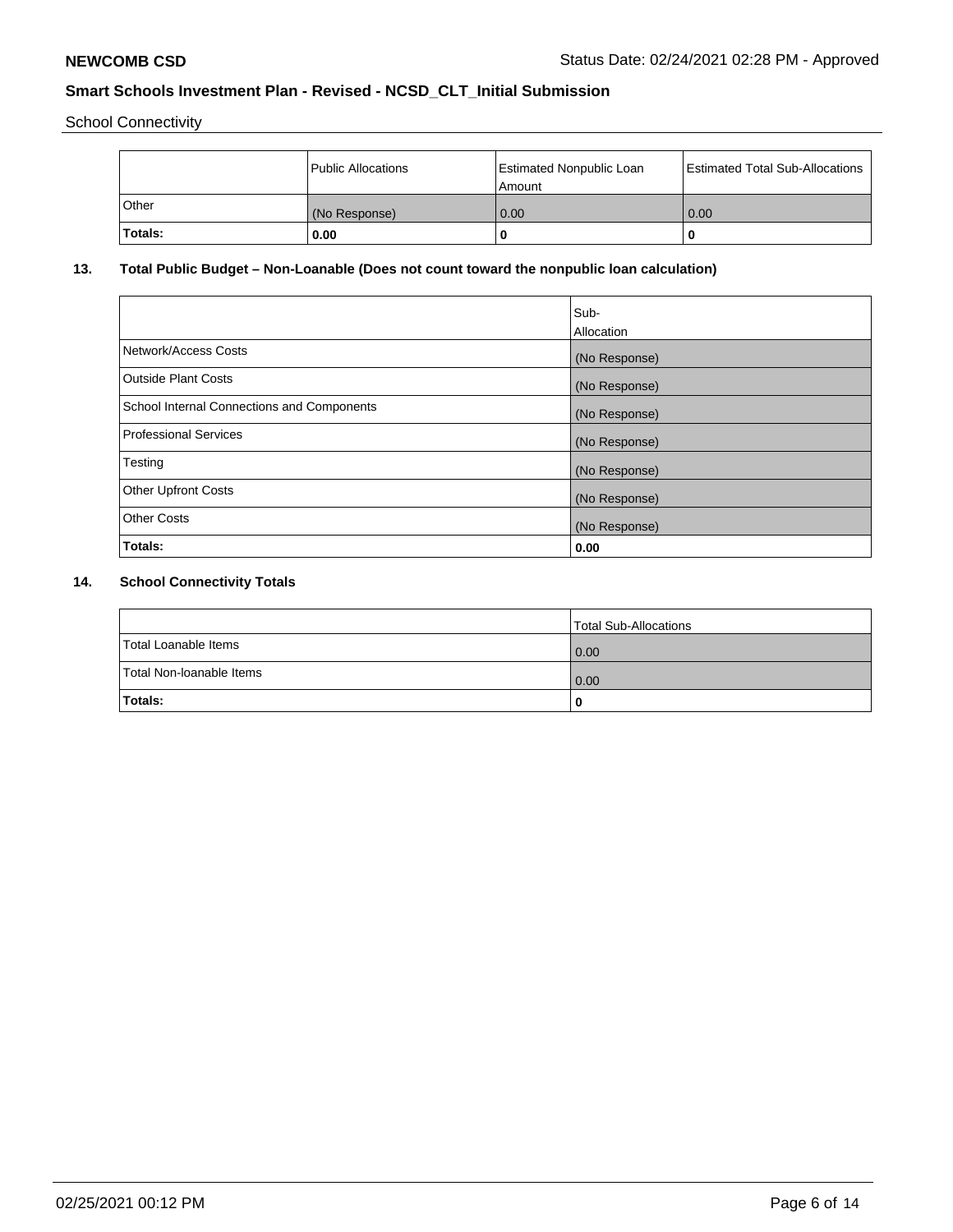School Connectivity

| | Public Allocations | Estimated Nonpublic Loan Amount | Estimated Total Sub-Allocations |
|---|---|---|---|
| Other | (No Response) | 0.00 | 0.00 |
| **Totals:** | **0.00** | **0** | **0** |

## 13. Total Public Budget – Non-Loanable (Does not count toward the nonpublic loan calculation)

| | Sub-Allocation |
|---|---|
| Network/Access Costs | (No Response) |
| Outside Plant Costs | (No Response) |
| School Internal Connections and Components | (No Response) |
| Professional Services | (No Response) |
| Testing | (No Response) |
| Other Upfront Costs | (No Response) |
| Other Costs | (No Response) |
| **Totals:** | **0.00** |

## 14. School Connectivity Totals

| | Total Sub-Allocations |
|---|---|
| Total Loanable Items | 0.00 |
| Total Non-loanable Items | 0.00 |
| **Totals:** | **0** |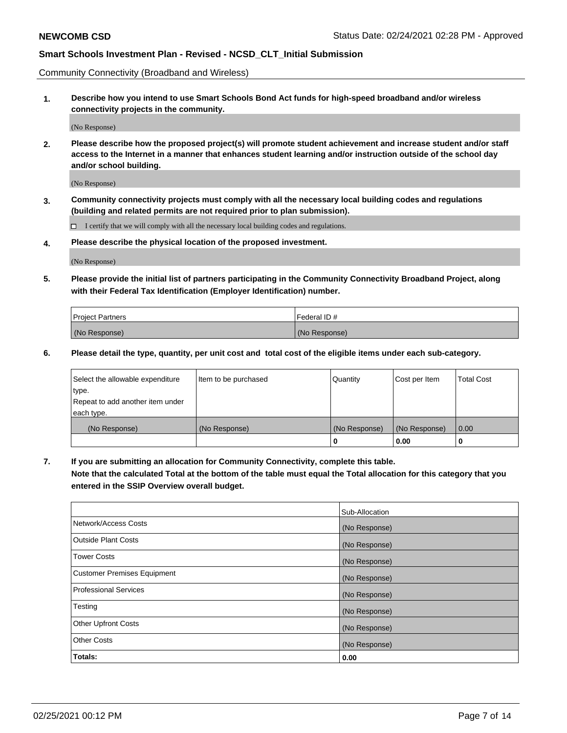Community Connectivity (Broadband and Wireless)

**1. Describe how you intend to use Smart Schools Bond Act funds for high-speed broadband and/or wireless connectivity projects in the community.**

(No Response)

**2. Please describe how the proposed project(s) will promote student achievement and increase student and/or staff access to the Internet in a manner that enhances student learning and/or instruction outside of the school day and/or school building.**

(No Response)

**3. Community connectivity projects must comply with all the necessary local building codes and regulations (building and related permits are not required prior to plan submission).**

☐ I certify that we will comply with all the necessary local building codes and regulations.

**4. Please describe the physical location of the proposed investment.**

(No Response)

**5. Please provide the initial list of partners participating in the Community Connectivity Broadband Project, along with their Federal Tax Identification (Employer Identification) number.**

| Project Partners | Federal ID # |
|---|---|
| (No Response) | (No Response) |

**6. Please detail the type, quantity, per unit cost and total cost of the eligible items under each sub-category.**

| Select the allowable expenditure type. Repeat to add another item under each type. | Item to be purchased | Quantity | Cost per Item | Total Cost |
|---|---|---|---|---|
| (No Response) | (No Response) | (No Response) | (No Response) | 0.00 |
| | | **0** | **0.00** | **0** |

**7. If you are submitting an allocation for Community Connectivity, complete this table. Note that the calculated Total at the bottom of the table must equal the Total allocation for this category that you entered in the SSIP Overview overall budget.**

| | Sub-Allocation |
|---|---|
| Network/Access Costs | (No Response) |
| Outside Plant Costs | (No Response) |
| Tower Costs | (No Response) |
| Customer Premises Equipment | (No Response) |
| Professional Services | (No Response) |
| Testing | (No Response) |
| Other Upfront Costs | (No Response) |
| Other Costs | (No Response) |
| **Totals:** | **0.00** |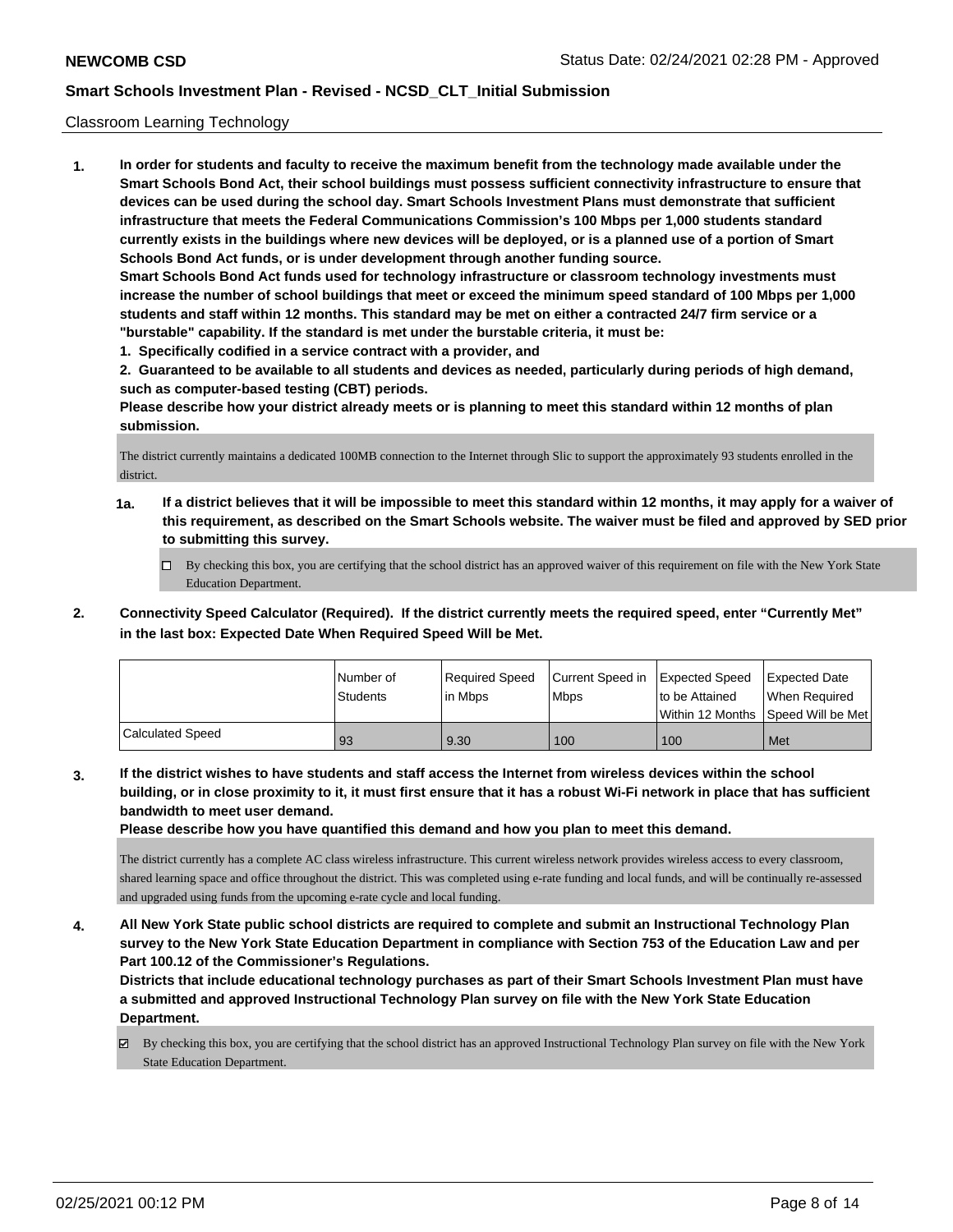Classroom Learning Technology

**1. In order for students and faculty to receive the maximum benefit from the technology made available under the Smart Schools Bond Act, their school buildings must possess sufficient connectivity infrastructure to ensure that devices can be used during the school day. Smart Schools Investment Plans must demonstrate that sufficient infrastructure that meets the Federal Communications Commission's 100 Mbps per 1,000 students standard currently exists in the buildings where new devices will be deployed, or is a planned use of a portion of Smart Schools Bond Act funds, or is under development through another funding source.**

**Smart Schools Bond Act funds used for technology infrastructure or classroom technology investments must increase the number of school buildings that meet or exceed the minimum speed standard of 100 Mbps per 1,000 students and staff within 12 months. This standard may be met on either a contracted 24/7 firm service or a "burstable" capability. If the standard is met under the burstable criteria, it must be:**

**1. Specifically codified in a service contract with a provider, and**

**2. Guaranteed to be available to all students and devices as needed, particularly during periods of high demand, such as computer-based testing (CBT) periods.**

**Please describe how your district already meets or is planning to meet this standard within 12 months of plan submission.**

The district currently maintains a dedicated 100MB connection to the Internet through Slic to support the approximately 93 students enrolled in the district.

**1a. If a district believes that it will be impossible to meet this standard within 12 months, it may apply for a waiver of this requirement, as described on the Smart Schools website. The waiver must be filed and approved by SED prior to submitting this survey.**

☐ By checking this box, you are certifying that the school district has an approved waiver of this requirement on file with the New York State Education Department.

**2. Connectivity Speed Calculator (Required). If the district currently meets the required speed, enter "Currently Met" in the last box: Expected Date When Required Speed Will be Met.**

| | Number of Students | Required Speed in Mbps | Current Speed in Mbps | Expected Speed to be Attained Within 12 Months | Expected Date When Required Speed Will be Met |
|---|---|---|---|---|---|
| Calculated Speed | 93 | 9.30 | 100 | 100 | Met |

**3. If the district wishes to have students and staff access the Internet from wireless devices within the school building, or in close proximity to it, it must first ensure that it has a robust Wi-Fi network in place that has sufficient bandwidth to meet user demand.**

**Please describe how you have quantified this demand and how you plan to meet this demand.**

The district currently has a complete AC class wireless infrastructure. This current wireless network provides wireless access to every classroom, shared learning space and office throughout the district. This was completed using e-rate funding and local funds, and will be continually re-assessed and upgraded using funds from the upcoming e-rate cycle and local funding.

**4. All New York State public school districts are required to complete and submit an Instructional Technology Plan survey to the New York State Education Department in compliance with Section 753 of the Education Law and per Part 100.12 of the Commissioner's Regulations.**

**Districts that include educational technology purchases as part of their Smart Schools Investment Plan must have a submitted and approved Instructional Technology Plan survey on file with the New York State Education Department.**

☑ By checking this box, you are certifying that the school district has an approved Instructional Technology Plan survey on file with the New York State Education Department.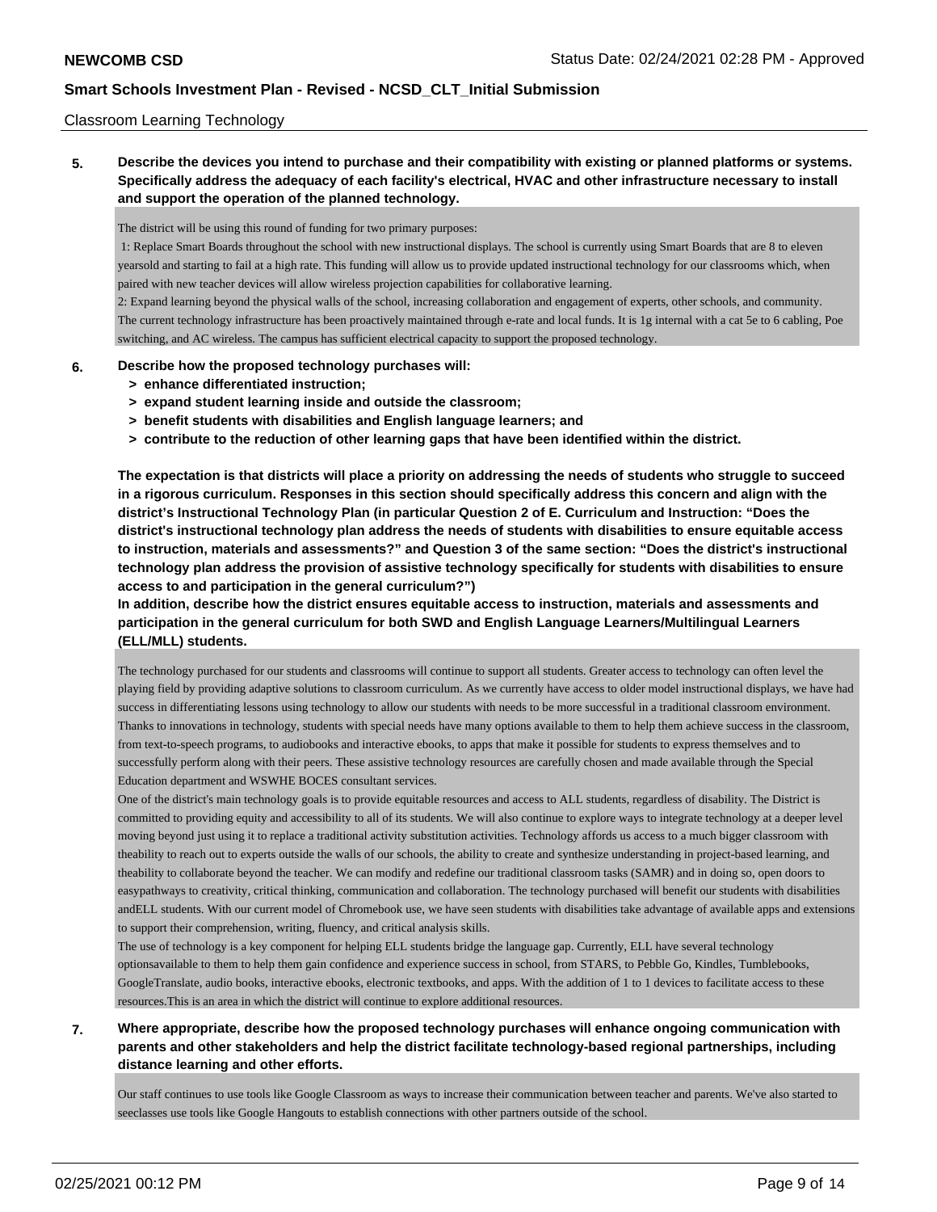Classroom Learning Technology

**5. Describe the devices you intend to purchase and their compatibility with existing or planned platforms or systems. Specifically address the adequacy of each facility's electrical, HVAC and other infrastructure necessary to install and support the operation of the planned technology.**

The district will be using this round of funding for two primary purposes:
1: Replace Smart Boards throughout the school with new instructional displays. The school is currently using Smart Boards that are 8 to eleven yearsold and starting to fail at a high rate. This funding will allow us to provide updated instructional technology for our classrooms which, when paired with new teacher devices will allow wireless projection capabilities for collaborative learning.
2: Expand learning beyond the physical walls of the school, increasing collaboration and engagement of experts, other schools, and community.
The current technology infrastructure has been proactively maintained through e-rate and local funds. It is 1g internal with a cat 5e to 6 cabling, Poe switching, and AC wireless. The campus has sufficient electrical capacity to support the proposed technology.

**6. Describe how the proposed technology purchases will:**
- **> enhance differentiated instruction;**
- **> expand student learning inside and outside the classroom;**
- **> benefit students with disabilities and English language learners; and**
- **> contribute to the reduction of other learning gaps that have been identified within the district.**

**The expectation is that districts will place a priority on addressing the needs of students who struggle to succeed in a rigorous curriculum. Responses in this section should specifically address this concern and align with the district's Instructional Technology Plan (in particular Question 2 of E. Curriculum and Instruction: "Does the district's instructional technology plan address the needs of students with disabilities to ensure equitable access to instruction, materials and assessments?" and Question 3 of the same section: "Does the district's instructional technology plan address the provision of assistive technology specifically for students with disabilities to ensure access to and participation in the general curriculum?")**
**In addition, describe how the district ensures equitable access to instruction, materials and assessments and participation in the general curriculum for both SWD and English Language Learners/Multilingual Learners (ELL/MLL) students.**

The technology purchased for our students and classrooms will continue to support all students. Greater access to technology can often level the playing field by providing adaptive solutions to classroom curriculum. As we currently have access to older model instructional displays, we have had success in differentiating lessons using technology to allow our students with needs to be more successful in a traditional classroom environment. Thanks to innovations in technology, students with special needs have many options available to them to help them achieve success in the classroom, from text-to-speech programs, to audiobooks and interactive ebooks, to apps that make it possible for students to express themselves and to successfully perform along with their peers. These assistive technology resources are carefully chosen and made available through the Special Education department and WSWHE BOCES consultant services.
One of the district's main technology goals is to provide equitable resources and access to ALL students, regardless of disability. The District is committed to providing equity and accessibility to all of its students. We will also continue to explore ways to integrate technology at a deeper level moving beyond just using it to replace a traditional activity substitution activities. Technology affords us access to a much bigger classroom with theability to reach out to experts outside the walls of our schools, the ability to create and synthesize understanding in project-based learning, and theability to collaborate beyond the teacher. We can modify and redefine our traditional classroom tasks (SAMR) and in doing so, open doors to easypathways to creativity, critical thinking, communication and collaboration. The technology purchased will benefit our students with disabilities andELL students. With our current model of Chromebook use, we have seen students with disabilities take advantage of available apps and extensions to support their comprehension, writing, fluency, and critical analysis skills.
The use of technology is a key component for helping ELL students bridge the language gap. Currently, ELL have several technology optionsavailable to them to help them gain confidence and experience success in school, from STARS, to Pebble Go, Kindles, Tumblebooks, GoogleTranslate, audio books, interactive ebooks, electronic textbooks, and apps. With the addition of 1 to 1 devices to facilitate access to these resources.This is an area in which the district will continue to explore additional resources.

**7. Where appropriate, describe how the proposed technology purchases will enhance ongoing communication with parents and other stakeholders and help the district facilitate technology-based regional partnerships, including distance learning and other efforts.**

Our staff continues to use tools like Google Classroom as ways to increase their communication between teacher and parents. We've also started to seeclasses use tools like Google Hangouts to establish connections with other partners outside of the school.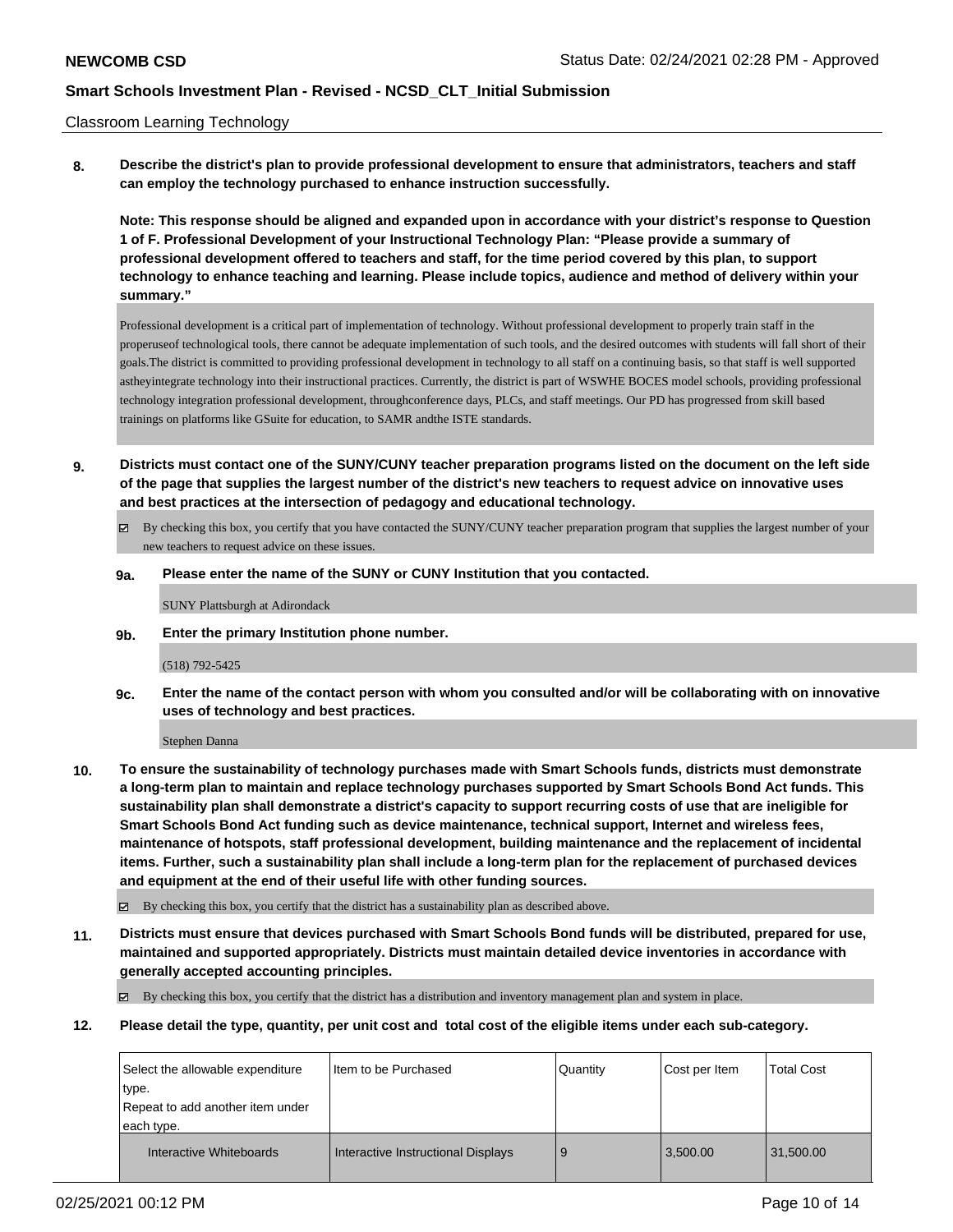Classroom Learning Technology

**8. Describe the district's plan to provide professional development to ensure that administrators, teachers and staff can employ the technology purchased to enhance instruction successfully.**

**Note: This response should be aligned and expanded upon in accordance with your district's response to Question 1 of F. Professional Development of your Instructional Technology Plan: "Please provide a summary of professional development offered to teachers and staff, for the time period covered by this plan, to support technology to enhance teaching and learning. Please include topics, audience and method of delivery within your summary."**

Professional development is a critical part of implementation of technology. Without professional development to properly train staff in the properuseof technological tools, there cannot be adequate implementation of such tools, and the desired outcomes with students will fall short of their goals.The district is committed to providing professional development in technology to all staff on a continuing basis, so that staff is well supported astheyintegrate technology into their instructional practices. Currently, the district is part of WSWHE BOCES model schools, providing professional technology integration professional development, throughconference days, PLCs, and staff meetings. Our PD has progressed from skill based trainings on platforms like GSuite for education, to SAMR andthe ISTE standards.

**9. Districts must contact one of the SUNY/CUNY teacher preparation programs listed on the document on the left side of the page that supplies the largest number of the district's new teachers to request advice on innovative uses and best practices at the intersection of pedagogy and educational technology.**

☑ By checking this box, you certify that you have contacted the SUNY/CUNY teacher preparation program that supplies the largest number of your new teachers to request advice on these issues.

**9a. Please enter the name of the SUNY or CUNY Institution that you contacted.**

SUNY Plattsburgh at Adirondack

**9b. Enter the primary Institution phone number.**

(518) 792-5425

**9c. Enter the name of the contact person with whom you consulted and/or will be collaborating with on innovative uses of technology and best practices.**

Stephen Danna

**10. To ensure the sustainability of technology purchases made with Smart Schools funds, districts must demonstrate a long-term plan to maintain and replace technology purchases supported by Smart Schools Bond Act funds. This sustainability plan shall demonstrate a district's capacity to support recurring costs of use that are ineligible for Smart Schools Bond Act funding such as device maintenance, technical support, Internet and wireless fees, maintenance of hotspots, staff professional development, building maintenance and the replacement of incidental items. Further, such a sustainability plan shall include a long-term plan for the replacement of purchased devices and equipment at the end of their useful life with other funding sources.**

☑ By checking this box, you certify that the district has a sustainability plan as described above.

**11. Districts must ensure that devices purchased with Smart Schools Bond funds will be distributed, prepared for use, maintained and supported appropriately. Districts must maintain detailed device inventories in accordance with generally accepted accounting principles.**

☑ By checking this box, you certify that the district has a distribution and inventory management plan and system in place.

**12. Please detail the type, quantity, per unit cost and total cost of the eligible items under each sub-category.**

| Select the allowable expenditure type. Repeat to add another item under each type. | Item to be Purchased | Quantity | Cost per Item | Total Cost |
|---|---|---|---|---|
| Interactive Whiteboards | Interactive Instructional Displays | 9 | 3,500.00 | 31,500.00 |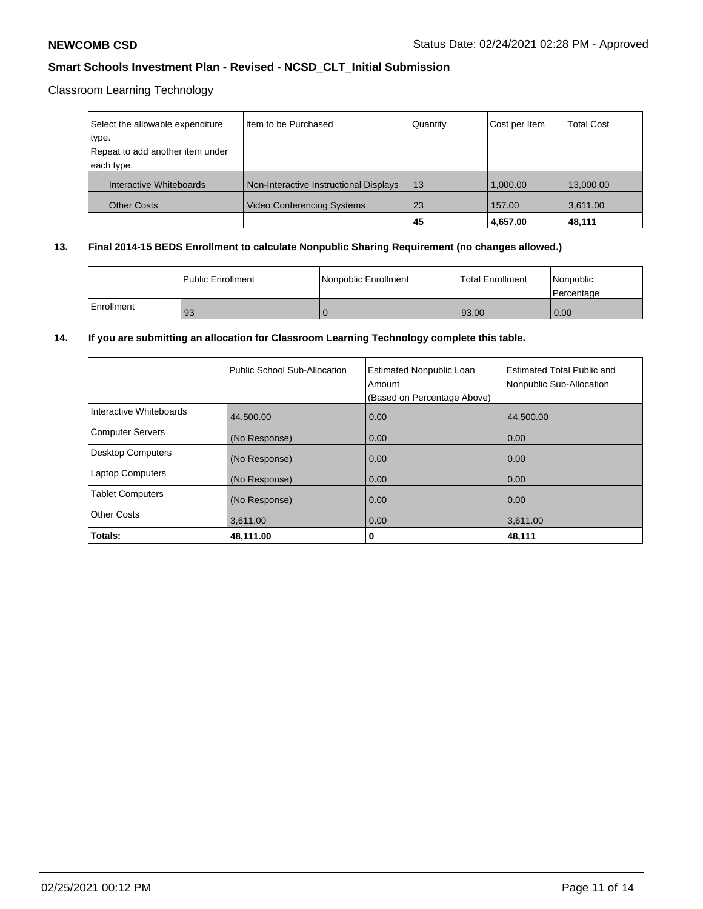Classroom Learning Technology

| Select the allowable expenditure type.<br>Repeat to add another item under each type. | Item to be Purchased | Quantity | Cost per Item | Total Cost |
|---|---|---|---|---|
| Interactive Whiteboards | Non-Interactive Instructional Displays | 13 | 1,000.00 | 13,000.00 |
| Other Costs | Video Conferencing Systems | 23 | 157.00 | 3,611.00 |
| | | **45** | **4,657.00** | **48,111** |

**13. Final 2014-15 BEDS Enrollment to calculate Nonpublic Sharing Requirement (no changes allowed.)**

| | Public Enrollment | Nonpublic Enrollment | Total Enrollment | Nonpublic Percentage |
|---|---|---|---|---|
| Enrollment | 93 | 0 | 93.00 | 0.00 |

**14. If you are submitting an allocation for Classroom Learning Technology complete this table.**

| | Public School Sub-Allocation | Estimated Nonpublic Loan Amount (Based on Percentage Above) | Estimated Total Public and Nonpublic Sub-Allocation |
|---|---|---|---|
| Interactive Whiteboards | 44,500.00 | 0.00 | 44,500.00 |
| Computer Servers | (No Response) | 0.00 | 0.00 |
| Desktop Computers | (No Response) | 0.00 | 0.00 |
| Laptop Computers | (No Response) | 0.00 | 0.00 |
| Tablet Computers | (No Response) | 0.00 | 0.00 |
| Other Costs | 3,611.00 | 0.00 | 3,611.00 |
| **Totals:** | **48,111.00** | **0** | **48,111** |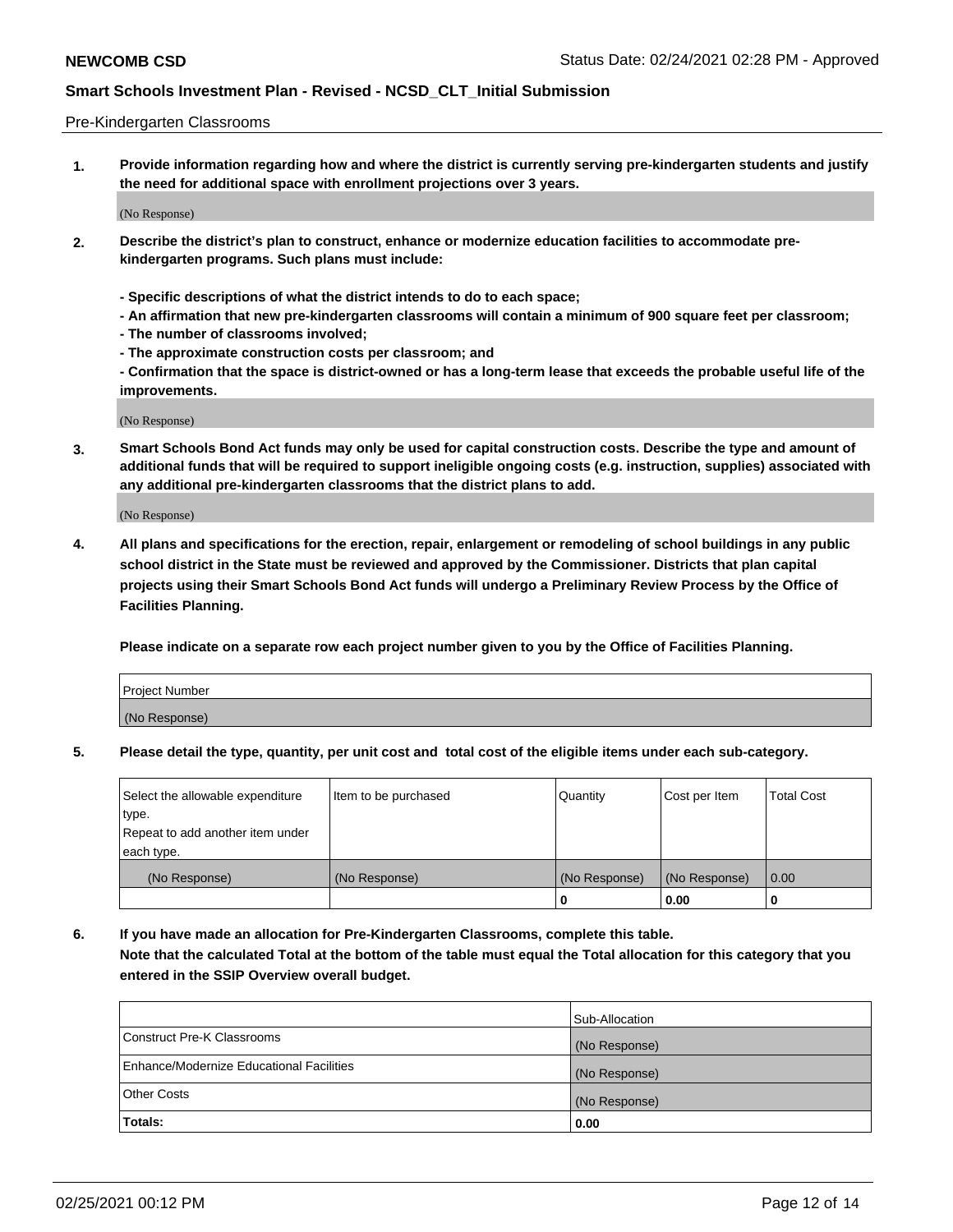Pre-Kindergarten Classrooms

**1. Provide information regarding how and where the district is currently serving pre-kindergarten students and justify the need for additional space with enrollment projections over 3 years.**

(No Response)

**2. Describe the district's plan to construct, enhance or modernize education facilities to accommodate pre-kindergarten programs. Such plans must include:**

**- Specific descriptions of what the district intends to do to each space;**
**- An affirmation that new pre-kindergarten classrooms will contain a minimum of 900 square feet per classroom;**
**- The number of classrooms involved;**
**- The approximate construction costs per classroom; and**
**- Confirmation that the space is district-owned or has a long-term lease that exceeds the probable useful life of the improvements.**

(No Response)

**3. Smart Schools Bond Act funds may only be used for capital construction costs. Describe the type and amount of additional funds that will be required to support ineligible ongoing costs (e.g. instruction, supplies) associated with any additional pre-kindergarten classrooms that the district plans to add.**

(No Response)

**4. All plans and specifications for the erection, repair, enlargement or remodeling of school buildings in any public school district in the State must be reviewed and approved by the Commissioner. Districts that plan capital projects using their Smart Schools Bond Act funds will undergo a Preliminary Review Process by the Office of Facilities Planning.**

**Please indicate on a separate row each project number given to you by the Office of Facilities Planning.**

| Project Number |
| --- |
| (No Response) |

**5. Please detail the type, quantity, per unit cost and total cost of the eligible items under each sub-category.**

| Select the allowable expenditure type. Repeat to add another item under each type. | Item to be purchased | Quantity | Cost per Item | Total Cost |
| --- | --- | --- | --- | --- |
| (No Response) | (No Response) | (No Response) | (No Response) | 0.00 |
| | | 0 | 0.00 | 0 |

**6. If you have made an allocation for Pre-Kindergarten Classrooms, complete this table.**
**Note that the calculated Total at the bottom of the table must equal the Total allocation for this category that you entered in the SSIP Overview overall budget.**

| | Sub-Allocation |
| --- | --- |
| Construct Pre-K Classrooms | (No Response) |
| Enhance/Modernize Educational Facilities | (No Response) |
| Other Costs | (No Response) |
| **Totals:** | **0.00** |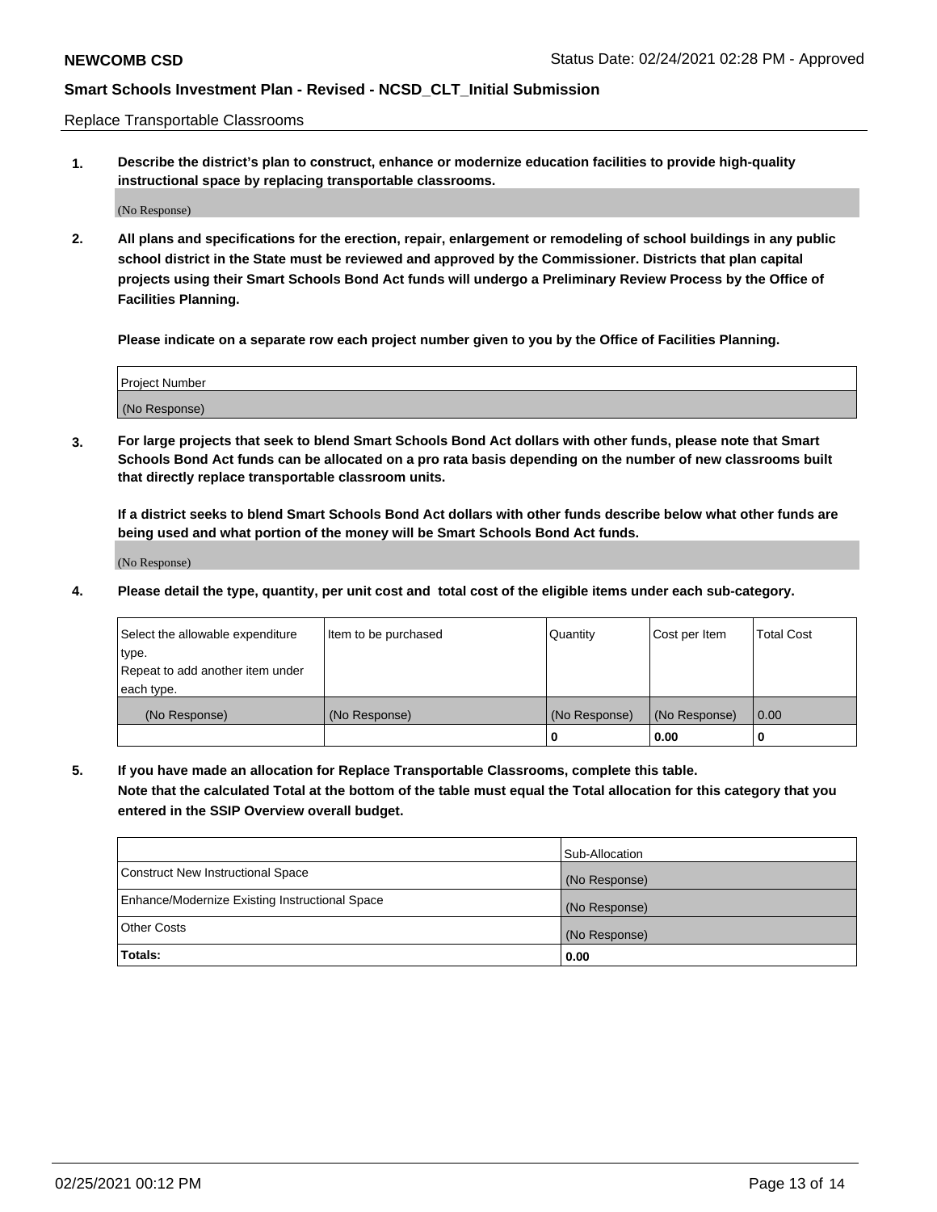Replace Transportable Classrooms

**1. Describe the district's plan to construct, enhance or modernize education facilities to provide high-quality instructional space by replacing transportable classrooms.**

(No Response)

**2. All plans and specifications for the erection, repair, enlargement or remodeling of school buildings in any public school district in the State must be reviewed and approved by the Commissioner. Districts that plan capital projects using their Smart Schools Bond Act funds will undergo a Preliminary Review Process by the Office of Facilities Planning.**

**Please indicate on a separate row each project number given to you by the Office of Facilities Planning.**

| Project Number |
|---|
| (No Response) |

**3. For large projects that seek to blend Smart Schools Bond Act dollars with other funds, please note that Smart Schools Bond Act funds can be allocated on a pro rata basis depending on the number of new classrooms built that directly replace transportable classroom units.**

**If a district seeks to blend Smart Schools Bond Act dollars with other funds describe below what other funds are being used and what portion of the money will be Smart Schools Bond Act funds.**

(No Response)

**4. Please detail the type, quantity, per unit cost and total cost of the eligible items under each sub-category.**

| Select the allowable expenditure type. Repeat to add another item under each type. | Item to be purchased | Quantity | Cost per Item | Total Cost |
|---|---|---|---|---|
| (No Response) | (No Response) | (No Response) | (No Response) | 0.00 |
| | | 0 | 0.00 | 0 |

**5. If you have made an allocation for Replace Transportable Classrooms, complete this table. Note that the calculated Total at the bottom of the table must equal the Total allocation for this category that you entered in the SSIP Overview overall budget.**

| | Sub-Allocation |
|---|---|
| Construct New Instructional Space | (No Response) |
| Enhance/Modernize Existing Instructional Space | (No Response) |
| Other Costs | (No Response) |
| **Totals:** | **0.00** |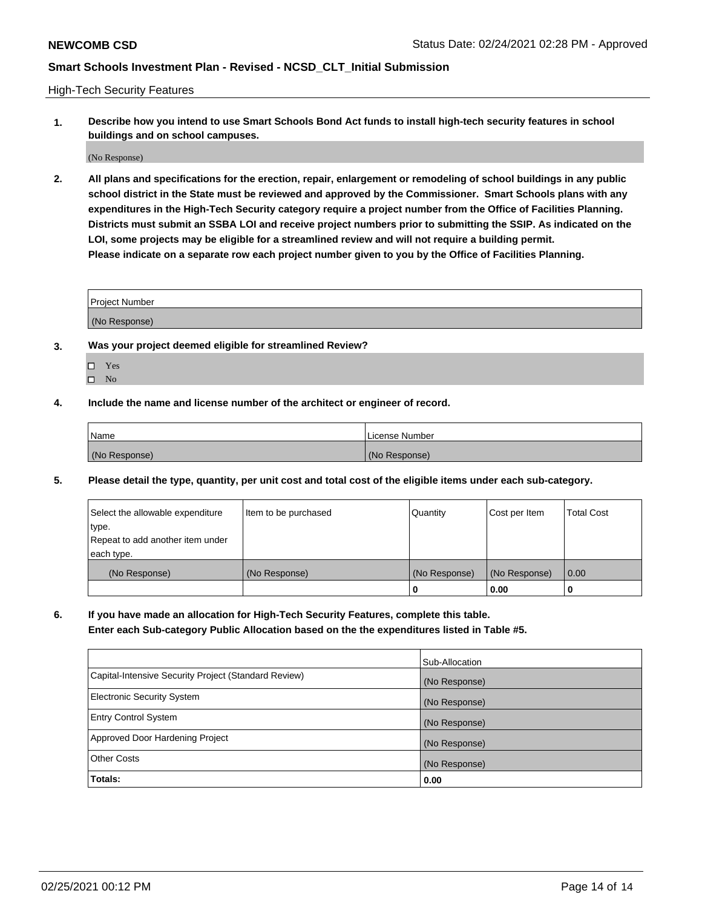High-Tech Security Features

**1. Describe how you intend to use Smart Schools Bond Act funds to install high-tech security features in school buildings and on school campuses.**

(No Response)

**2. All plans and specifications for the erection, repair, enlargement or remodeling of school buildings in any public school district in the State must be reviewed and approved by the Commissioner. Smart Schools plans with any expenditures in the High-Tech Security category require a project number from the Office of Facilities Planning. Districts must submit an SSBA LOI and receive project numbers prior to submitting the SSIP. As indicated on the LOI, some projects may be eligible for a streamlined review and will not require a building permit. Please indicate on a separate row each project number given to you by the Office of Facilities Planning.**

| Project Number |
|---|
| (No Response) |

**3. Was your project deemed eligible for streamlined Review?**

- ☐ Yes
- ☐ No

**4. Include the name and license number of the architect or engineer of record.**

| Name | License Number |
|---|---|
| (No Response) | (No Response) |

**5. Please detail the type, quantity, per unit cost and total cost of the eligible items under each sub-category.**

| Select the allowable expenditure type. Repeat to add another item under each type. | Item to be purchased | Quantity | Cost per Item | Total Cost |
|---|---|---|---|---|
| (No Response) | (No Response) | (No Response) | (No Response) | 0.00 |
| | | 0 | 0.00 | 0 |

**6. If you have made an allocation for High-Tech Security Features, complete this table. Enter each Sub-category Public Allocation based on the the expenditures listed in Table #5.**

| | Sub-Allocation |
|---|---|
| Capital-Intensive Security Project (Standard Review) | (No Response) |
| Electronic Security System | (No Response) |
| Entry Control System | (No Response) |
| Approved Door Hardening Project | (No Response) |
| Other Costs | (No Response) |
| **Totals:** | **0.00** |